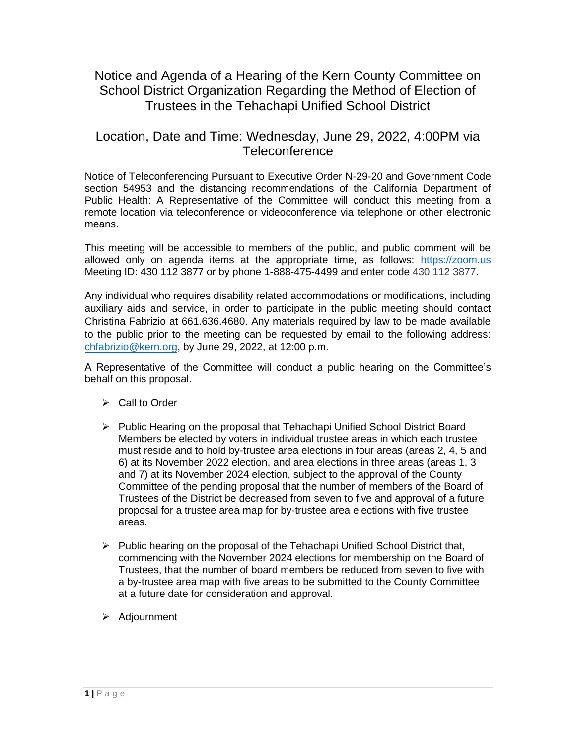# Notice and Agenda of a Hearing of the Kern County Committee on School District Organization Regarding the Method of Election of Trustees in the Tehachapi Unified School District

## Location, Date and Time: Wednesday, June 29, 2022, 4:00PM via Teleconference

Notice of Teleconferencing Pursuant to Executive Order N-29-20 and Government Code section 54953 and the distancing recommendations of the California Department of Public Health: A Representative of the Committee will conduct this meeting from a remote location via teleconference or videoconference via telephone or other electronic means.

This meeting will be accessible to members of the public, and public comment will be allowed only on agenda items at the appropriate time, as follows: https://zoom.us Meeting ID: 430 112 3877 or by phone 1-888-475-4499 and enter code 430 112 3877.

Any individual who requires disability related accommodations or modifications, including auxiliary aids and service, in order to participate in the public meeting should contact Christina Fabrizio at 661.636.4680. Any materials required by law to be made available to the public prior to the meeting can be requested by email to the following address: chfabrizio@kern.org, by June 29, 2022, at 12:00 p.m.

A Representative of the Committee will conduct a public hearing on the Committee's behalf on this proposal.

- Call to Order
- Public Hearing on the proposal that Tehachapi Unified School District Board Members be elected by voters in individual trustee areas in which each trustee must reside and to hold by-trustee area elections in four areas (areas 2, 4, 5 and 6) at its November 2022 election, and area elections in three areas (areas 1, 3 and 7) at its November 2024 election, subject to the approval of the County Committee of the pending proposal that the number of members of the Board of Trustees of the District be decreased from seven to five and approval of a future proposal for a trustee area map for by-trustee area elections with five trustee areas.
- Public hearing on the proposal of the Tehachapi Unified School District that, commencing with the November 2024 elections for membership on the Board of Trustees, that the number of board members be reduced from seven to five with a by-trustee area map with five areas to be submitted to the County Committee at a future date for consideration and approval.
- Adjournment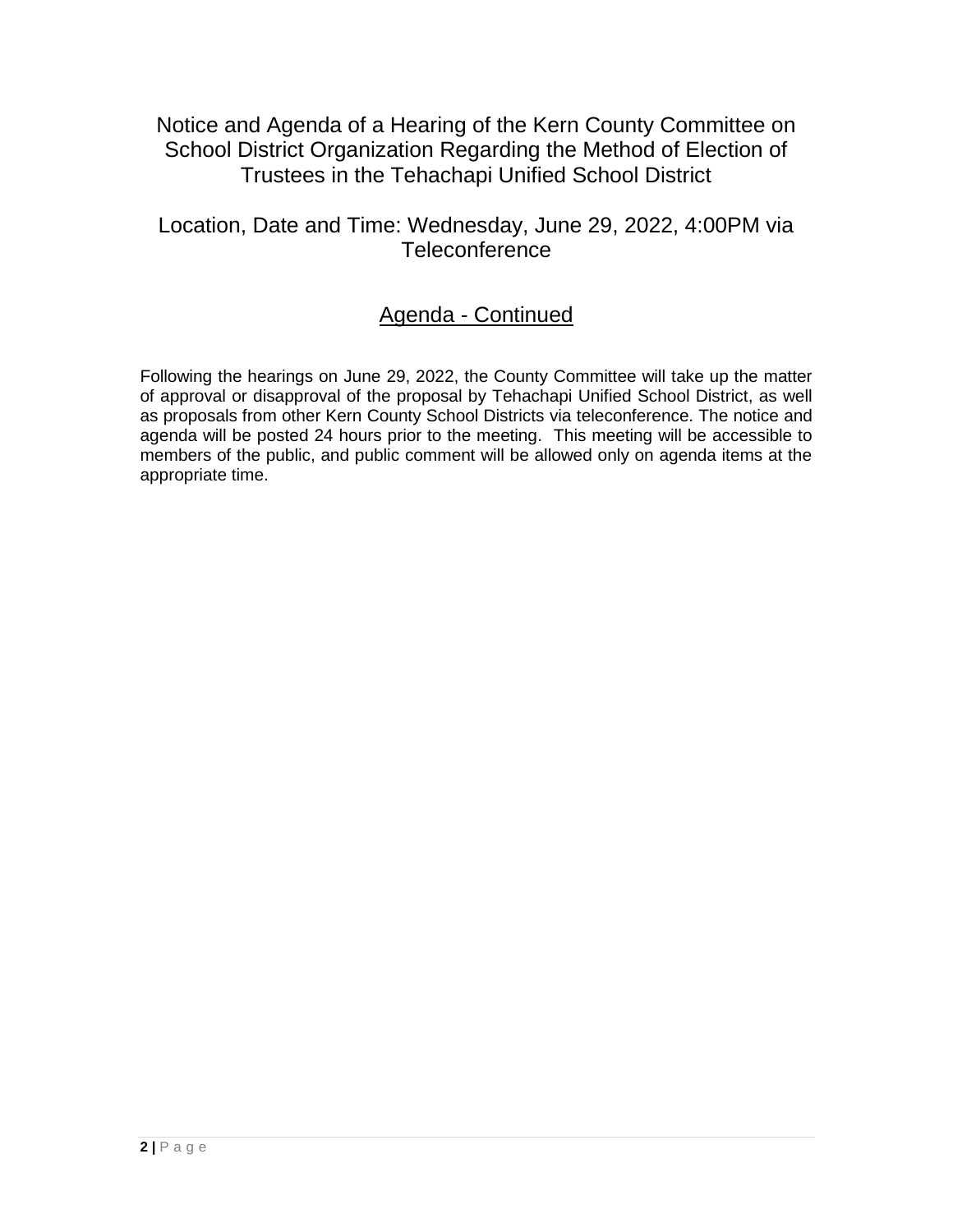# Notice and Agenda of a Hearing of the Kern County Committee on School District Organization Regarding the Method of Election of Trustees in the Tehachapi Unified School District

## Location, Date and Time: Wednesday, June 29, 2022, 4:00PM via Teleconference

## Agenda - Continued

Following the hearings on June 29, 2022, the County Committee will take up the matter of approval or disapproval of the proposal by Tehachapi Unified School District, as well as proposals from other Kern County School Districts via teleconference. The notice and agenda will be posted 24 hours prior to the meeting. This meeting will be accessible to members of the public, and public comment will be allowed only on agenda items at the appropriate time.